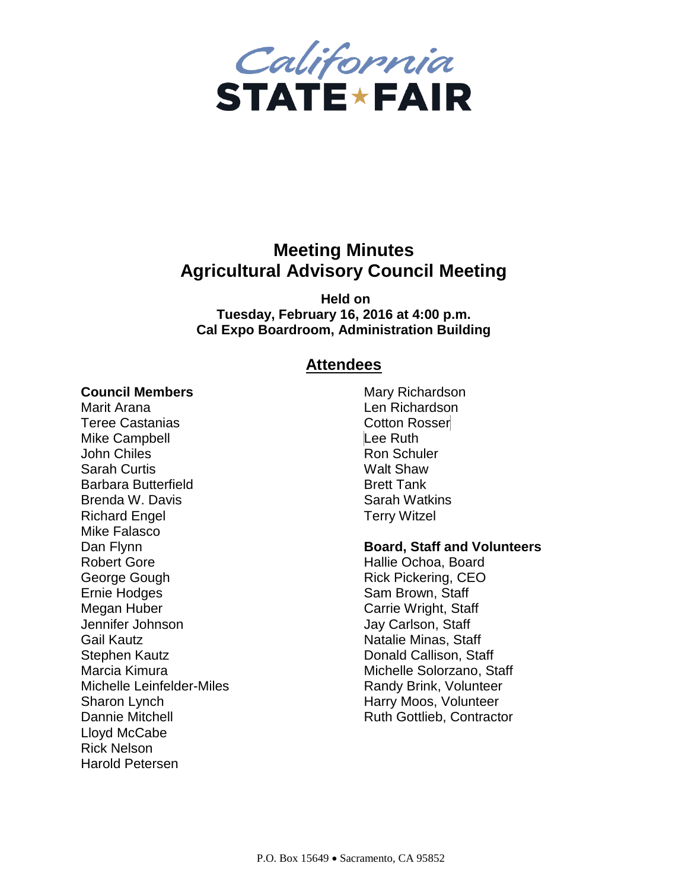California
STATE FAIR

# Meeting Minutes
# Agricultural Advisory Council Meeting

**Held on**
**Tuesday, February 16, 2016 at 4:00 p.m.**
**Cal Expo Boardroom, Administration Building**

## Attendees

**Council Members**

Marit Arana
Teree Castanias
Mike Campbell
John Chiles
Sarah Curtis
Barbara Butterfield
Brenda W. Davis
Richard Engel
Mike Falasco
Dan Flynn
Robert Gore
George Gough
Ernie Hodges
Megan Huber
Jennifer Johnson
Gail Kautz
Stephen Kautz
Marcia Kimura
Michelle Leinfelder-Miles
Sharon Lynch
Dannie Mitchell
Lloyd McCabe
Rick Nelson
Harold Petersen
Mary Richardson
Len Richardson
Cotton Rosser
Lee Ruth
Ron Schuler
Walt Shaw
Brett Tank
Sarah Watkins
Terry Witzel

**Board, Staff and Volunteers**

Hallie Ochoa, Board
Rick Pickering, CEO
Sam Brown, Staff
Carrie Wright, Staff
Jay Carlson, Staff
Natalie Minas, Staff
Donald Callison, Staff
Michelle Solorzano, Staff
Randy Brink, Volunteer
Harry Moos, Volunteer
Ruth Gottlieb, Contractor

P.O. Box 15649 • Sacramento, CA 95852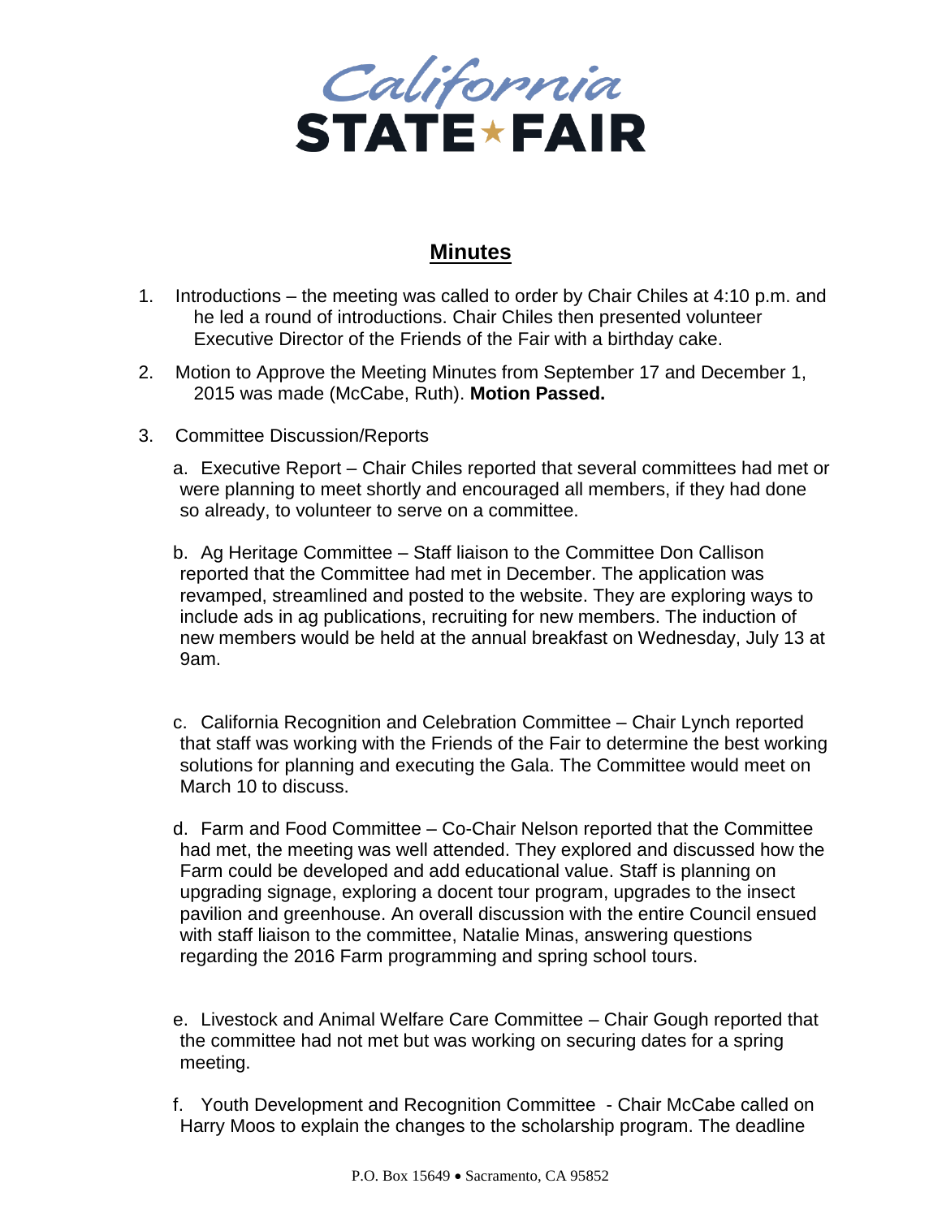## Minutes

1. Introductions – the meeting was called to order by Chair Chiles at 4:10 p.m. and he led a round of introductions. Chair Chiles then presented volunteer Executive Director of the Friends of the Fair with a birthday cake.

2. Motion to Approve the Meeting Minutes from September 17 and December 1, 2015 was made (McCabe, Ruth). **Motion Passed.**

3. Committee Discussion/Reports

   a. Executive Report – Chair Chiles reported that several committees had met or were planning to meet shortly and encouraged all members, if they had done so already, to volunteer to serve on a committee.

   b. Ag Heritage Committee – Staff liaison to the Committee Don Callison reported that the Committee had met in December. The application was revamped, streamlined and posted to the website. They are exploring ways to include ads in ag publications, recruiting for new members. The induction of new members would be held at the annual breakfast on Wednesday, July 13 at 9am.

   c. California Recognition and Celebration Committee – Chair Lynch reported that staff was working with the Friends of the Fair to determine the best working solutions for planning and executing the Gala. The Committee would meet on March 10 to discuss.

   d. Farm and Food Committee – Co-Chair Nelson reported that the Committee had met, the meeting was well attended. They explored and discussed how the Farm could be developed and add educational value. Staff is planning on upgrading signage, exploring a docent tour program, upgrades to the insect pavilion and greenhouse. An overall discussion with the entire Council ensued with staff liaison to the committee, Natalie Minas, answering questions regarding the 2016 Farm programming and spring school tours.

   e. Livestock and Animal Welfare Care Committee – Chair Gough reported that the committee had not met but was working on securing dates for a spring meeting.

   f. Youth Development and Recognition Committee - Chair McCabe called on Harry Moos to explain the changes to the scholarship program. The deadline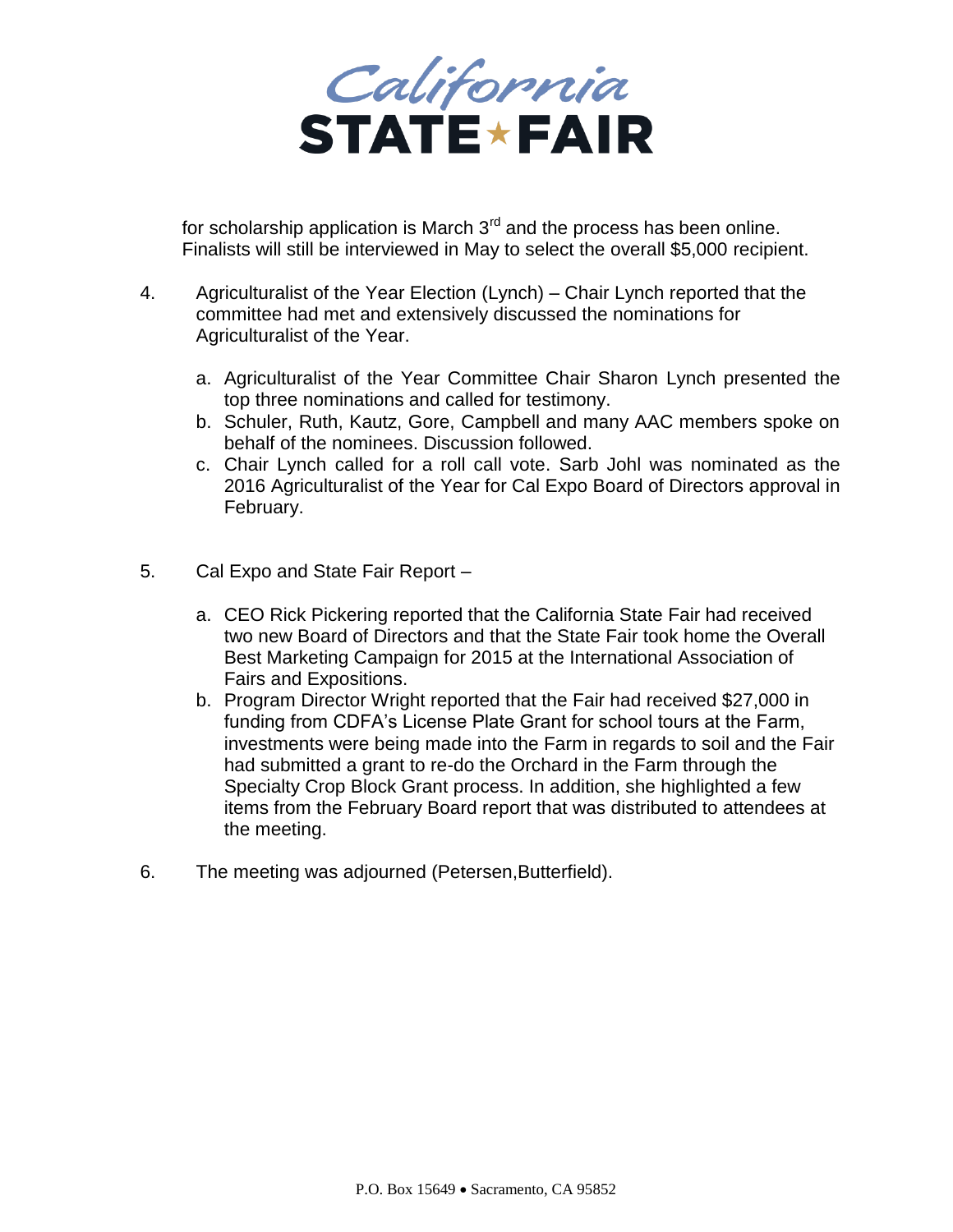for scholarship application is March 3rd and the process has been online. Finalists will still be interviewed in May to select the overall $5,000 recipient.

4. Agriculturalist of the Year Election (Lynch) – Chair Lynch reported that the committee had met and extensively discussed the nominations for Agriculturalist of the Year.

   a. Agriculturalist of the Year Committee Chair Sharon Lynch presented the top three nominations and called for testimony.
   b. Schuler, Ruth, Kautz, Gore, Campbell and many AAC members spoke on behalf of the nominees. Discussion followed.
   c. Chair Lynch called for a roll call vote. Sarb Johl was nominated as the 2016 Agriculturalist of the Year for Cal Expo Board of Directors approval in February.

5. Cal Expo and State Fair Report –

   a. CEO Rick Pickering reported that the California State Fair had received two new Board of Directors and that the State Fair took home the Overall Best Marketing Campaign for 2015 at the International Association of Fairs and Expositions.
   b. Program Director Wright reported that the Fair had received $27,000 in funding from CDFA's License Plate Grant for school tours at the Farm, investments were being made into the Farm in regards to soil and the Fair had submitted a grant to re-do the Orchard in the Farm through the Specialty Crop Block Grant process. In addition, she highlighted a few items from the February Board report that was distributed to attendees at the meeting.

6. The meeting was adjourned (Petersen,Butterfield).